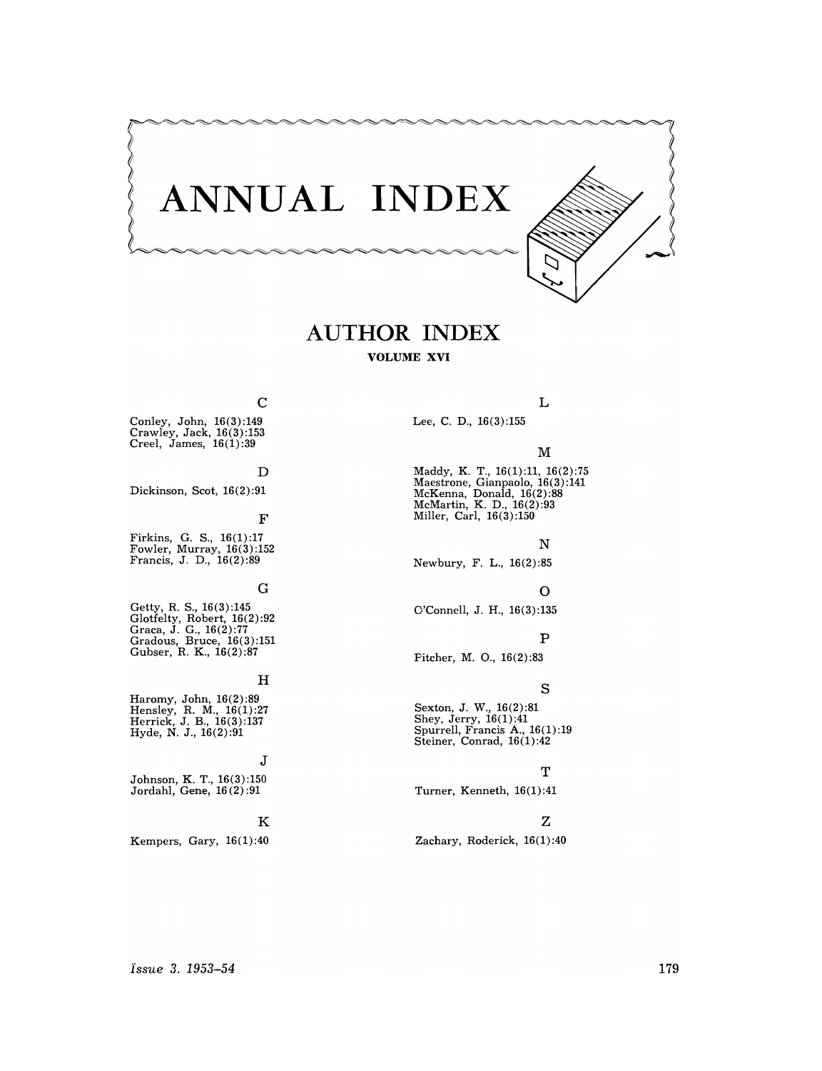# ANNUAL INDEX

## AUTHOR INDEX

**VOLUME XVI**

### C

Conley, John, 16(3):149
Crawley, Jack, 16(3):153
Creel, James, 16(1):39

### D

Dickinson, Scot, 16(2):91

### F

Firkins, G. S., 16(1):17
Fowler, Murray, 16(3):152
Francis, J. D., 16(2):89

### G

Getty, R. S., 16(3):145
Glotfelty, Robert, 16(2):92
Graca, J. G., 16(2):77
Gradous, Bruce, 16(3):151
Gubser, R. K., 16(2):87

### H

Haromy, John, 16(2):89
Hensley, R. M., 16(1):27
Herrick, J. B., 16(3):137
Hyde, N. J., 16(2):91

### J

Johnson, K. T., 16(3):150
Jordahl, Gene, 16(2):91

### K

Kempers, Gary, 16(1):40

### L

Lee, C. D., 16(3):155

### M

Maddy, K. T., 16(1):11, 16(2):75
Maestrone, Gianpaolo, 16(3):141
McKenna, Donald, 16(2):88
McMartin, K. D., 16(2):93
Miller, Carl, 16(3):150

### N

Newbury, F. L., 16(2):85

### O

O'Connell, J. H., 16(3):135

### P

Fitcher, M. O., 16(2):83

### S

Sexton, J. W., 16(2):81
Shey, Jerry, 16(1):41
Spurrell, Francis A., 16(1):19
Steiner, Conrad, 16(1):42

### T

Turner, Kenneth, 16(1):41

### Z

Zachary, Roderick, 16(1):40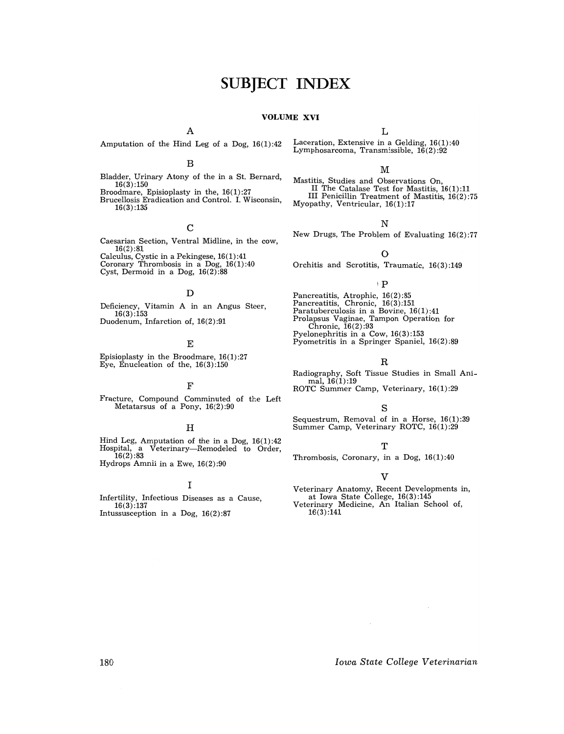# SUBJECT INDEX

**VOLUME XVI**

## A

Amputation of the Hind Leg of a Dog, 16(1):42

## B

Bladder, Urinary Atony of the in a St. Bernard, 16(3):150
Broodmare, Episioplasty in the, 16(1):27
Brucellosis Eradication and Control. I. Wisconsin, 16(3):135

## C

Caesarian Section, Ventral Midline, in the cow, 16(2):81
Calculus, Cystic in a Pekingese, 16(1):41
Coronary Thrombosis in a Dog, 16(1):40
Cyst, Dermoid in a Dog, 16(2):88

## D

Deficiency, Vitamin A in an Angus Steer, 16(3):153
Duodenum, Infarction of, 16(2):91

## E

Episioplasty in the Broodmare, 16(1):27
Eye, Enucleation of the, 16(3):150

## F

Fracture, Compound Comminuted of the Left Metatarsus of a Pony, 16(2):90

## H

Hind Leg, Amputation of the in a Dog, 16(1):42
Hospital, a Veterinary—Remodeled to Order, 16(2):83
Hydrops Amnii in a Ewe, 16(2):90

## I

Infertility, Infectious Diseases as a Cause, 16(3):137
Intussusception in a Dog, 16(2):87

## L

Laceration, Extensive in a Gelding, 16(1):40
Lymphosarcoma, Transmissible, 16(2):92

## M

Mastitis, Studies and Observations On,
 II The Catalase Test for Mastitis, 16(1):11
 III Penicillin Treatment of Mastitis, 16(2):75
Myopathy, Ventricular, 16(1):17

## N

New Drugs, The Problem of Evaluating 16(2):77

## O

Orchitis and Scrotitis, Traumatic, 16(3):149

## P

Pancreatitis, Atrophic, 16(2):85
Pancreatitis, Chronic, 16(3):151
Paratuberculosis in a Bovine, 16(1):41
Prolapsus Vaginae, Tampon Operation for Chronic, 16(2):93
Pyelonephritis in a Cow, 16(3):153
Pyometritis in a Springer Spaniel, 16(2):89

## R

Radiography, Soft Tissue Studies in Small Animal, 16(1):19
ROTC Summer Camp, Veterinary, 16(1):29

## S

Sequestrum, Removal of in a Horse, 16(1):39
Summer Camp, Veterinary ROTC, 16(1):29

## T

Thrombosis, Coronary, in a Dog, 16(1):40

## V

Veterinary Anatomy, Recent Developments in, at Iowa State College, 16(3):145
Veterinary Medicine, An Italian School of, 16(3):141